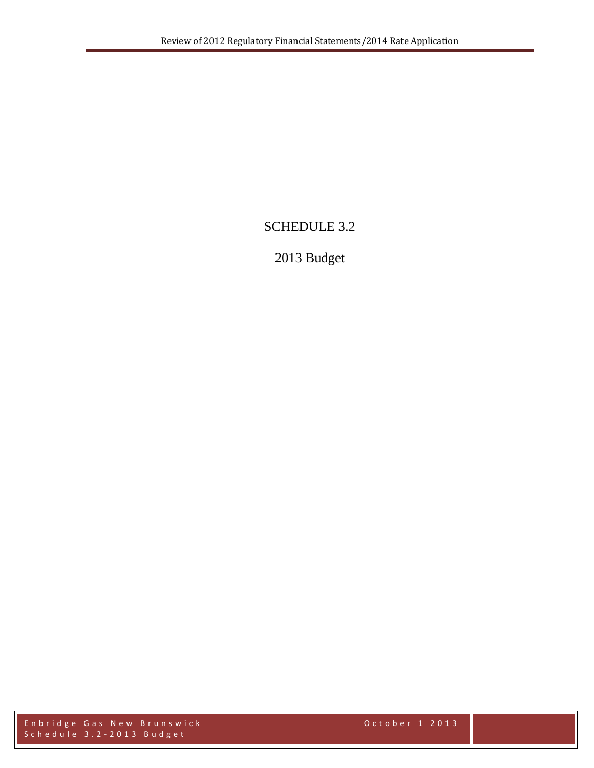# SCHEDULE 3.2

## 2013 Budget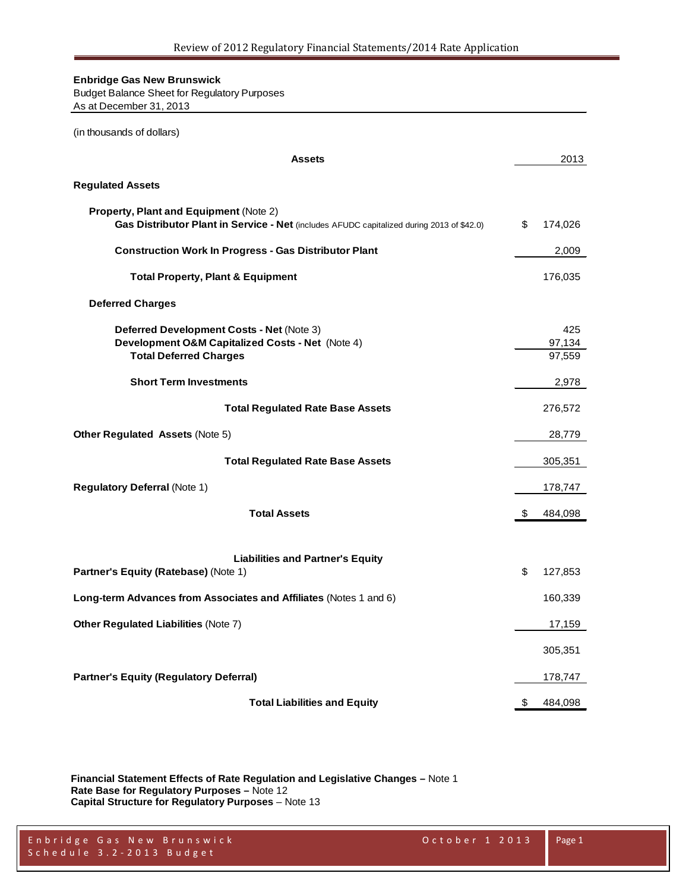**Enbridge Gas New Brunswick**
Budget Balance Sheet for Regulatory Purposes
As at December 31, 2013

(in thousands of dollars)

| **Assets** | 2013 |
|---|---|
| **Regulated Assets** | |
| **Property, Plant and Equipment** (Note 2) | |
| **Gas Distributor Plant in Service - Net** (includes AFUDC capitalized during 2013 of $42.0) | $ 174,026 |
| **Construction Work In Progress - Gas Distributor Plant** | 2,009 |
| **Total Property, Plant & Equipment** | 176,035 |
| **Deferred Charges** | |
| **Deferred Development Costs - Net** (Note 3) | 425 |
| **Development O&M Capitalized Costs - Net** (Note 4) | 97,134 |
| **Total Deferred Charges** | 97,559 |
| **Short Term Investments** | 2,978 |
| **Total Regulated Rate Base Assets** | 276,572 |
| **Other Regulated Assets** (Note 5) | 28,779 |
| **Total Regulated Rate Base Assets** | 305,351 |
| **Regulatory Deferral** (Note 1) | 178,747 |
| **Total Assets** | $ 484,098 |
| | |
| **Liabilities and Partner's Equity** | |
| **Partner's Equity (Ratebase)** (Note 1) | $ 127,853 |
| **Long-term Advances from Associates and Affiliates** (Notes 1 and 6) | 160,339 |
| **Other Regulated Liabilities** (Note 7) | 17,159 |
| | 305,351 |
| **Partner's Equity (Regulatory Deferral)** | 178,747 |
| **Total Liabilities and Equity** | $ 484,098 |

**Financial Statement Effects of Rate Regulation and Legislative Changes –** Note 1
**Rate Base for Regulatory Purposes –** Note 12
**Capital Structure for Regulatory Purposes** – Note 13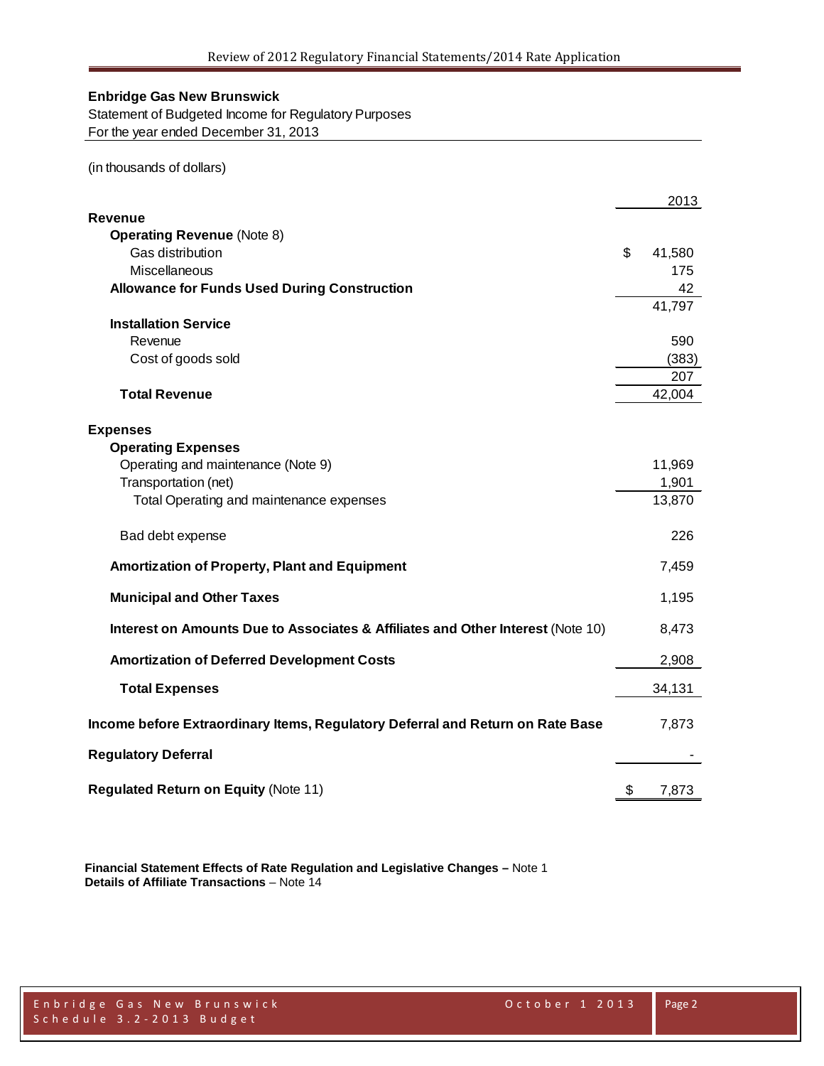**Enbridge Gas New Brunswick**

Statement of Budgeted Income for Regulatory Purposes

For the year ended December 31, 2013

(in thousands of dollars)

| | 2013 |
|---|---|
| **Revenue** | |
| **Operating Revenue** (Note 8) | |
| Gas distribution | $ 41,580 |
| Miscellaneous | 175 |
| **Allowance for Funds Used During Construction** | 42 |
| | 41,797 |
| **Installation Service** | |
| Revenue | 590 |
| Cost of goods sold | (383) |
| | 207 |
| **Total Revenue** | 42,004 |
| **Expenses** | |
| **Operating Expenses** | |
| Operating and maintenance (Note 9) | 11,969 |
| Transportation (net) | 1,901 |
| Total Operating and maintenance expenses | 13,870 |
| Bad debt expense | 226 |
| **Amortization of Property, Plant and Equipment** | 7,459 |
| **Municipal and Other Taxes** | 1,195 |
| **Interest on Amounts Due to Associates & Affiliates and Other Interest** (Note 10) | 8,473 |
| **Amortization of Deferred Development Costs** | 2,908 |
| **Total Expenses** | 34,131 |
| **Income before Extraordinary Items, Regulatory Deferral and Return on Rate Base** | 7,873 |
| **Regulatory Deferral** | - |
| **Regulated Return on Equity** (Note 11) | $ 7,873 |

**Financial Statement Effects of Rate Regulation and Legislative Changes –** Note 1

**Details of Affiliate Transactions** – Note 14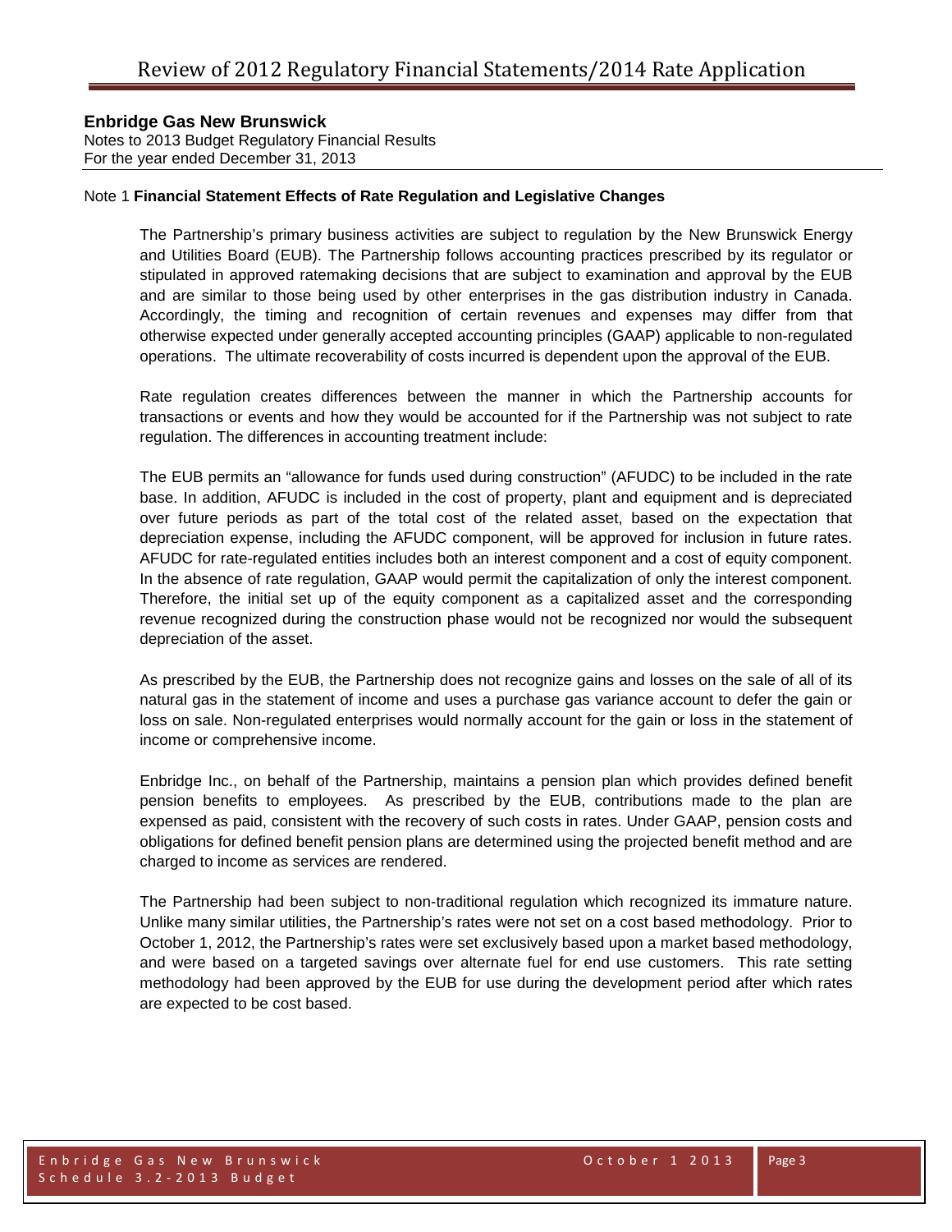**Enbridge Gas New Brunswick**
Notes to 2013 Budget Regulatory Financial Results
For the year ended December 31, 2013

Note 1 **Financial Statement Effects of Rate Regulation and Legislative Changes**

The Partnership's primary business activities are subject to regulation by the New Brunswick Energy and Utilities Board (EUB). The Partnership follows accounting practices prescribed by its regulator or stipulated in approved ratemaking decisions that are subject to examination and approval by the EUB and are similar to those being used by other enterprises in the gas distribution industry in Canada. Accordingly, the timing and recognition of certain revenues and expenses may differ from that otherwise expected under generally accepted accounting principles (GAAP) applicable to non-regulated operations. The ultimate recoverability of costs incurred is dependent upon the approval of the EUB.

Rate regulation creates differences between the manner in which the Partnership accounts for transactions or events and how they would be accounted for if the Partnership was not subject to rate regulation. The differences in accounting treatment include:

The EUB permits an "allowance for funds used during construction" (AFUDC) to be included in the rate base. In addition, AFUDC is included in the cost of property, plant and equipment and is depreciated over future periods as part of the total cost of the related asset, based on the expectation that depreciation expense, including the AFUDC component, will be approved for inclusion in future rates. AFUDC for rate-regulated entities includes both an interest component and a cost of equity component. In the absence of rate regulation, GAAP would permit the capitalization of only the interest component. Therefore, the initial set up of the equity component as a capitalized asset and the corresponding revenue recognized during the construction phase would not be recognized nor would the subsequent depreciation of the asset.

As prescribed by the EUB, the Partnership does not recognize gains and losses on the sale of all of its natural gas in the statement of income and uses a purchase gas variance account to defer the gain or loss on sale. Non-regulated enterprises would normally account for the gain or loss in the statement of income or comprehensive income.

Enbridge Inc., on behalf of the Partnership, maintains a pension plan which provides defined benefit pension benefits to employees. As prescribed by the EUB, contributions made to the plan are expensed as paid, consistent with the recovery of such costs in rates. Under GAAP, pension costs and obligations for defined benefit pension plans are determined using the projected benefit method and are charged to income as services are rendered.

The Partnership had been subject to non-traditional regulation which recognized its immature nature. Unlike many similar utilities, the Partnership's rates were not set on a cost based methodology. Prior to October 1, 2012, the Partnership's rates were set exclusively based upon a market based methodology, and were based on a targeted savings over alternate fuel for end use customers. This rate setting methodology had been approved by the EUB for use during the development period after which rates are expected to be cost based.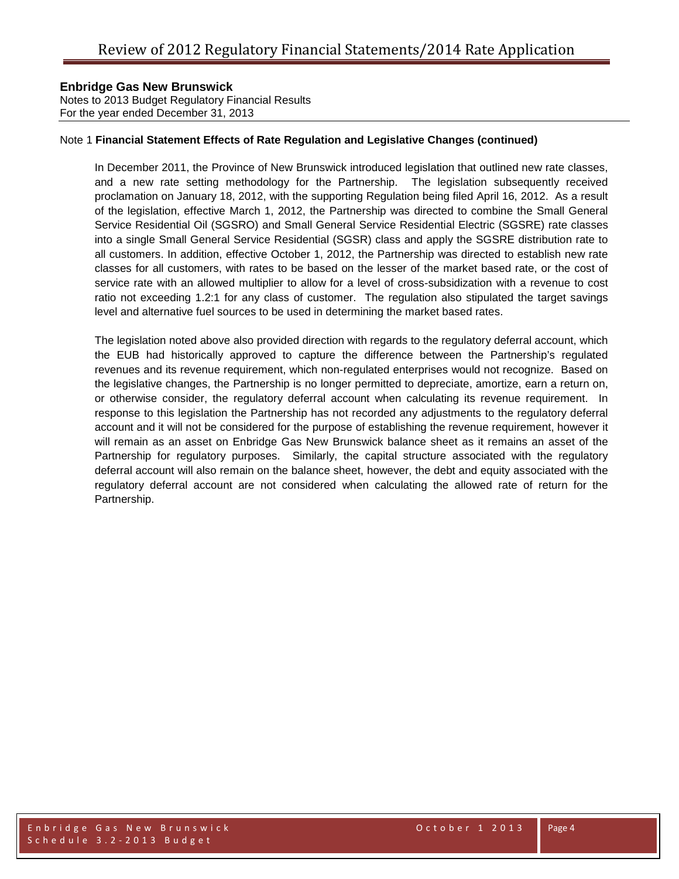**Enbridge Gas New Brunswick**
Notes to 2013 Budget Regulatory Financial Results
For the year ended December 31, 2013

Note 1 **Financial Statement Effects of Rate Regulation and Legislative Changes (continued)**

In December 2011, the Province of New Brunswick introduced legislation that outlined new rate classes, and a new rate setting methodology for the Partnership. The legislation subsequently received proclamation on January 18, 2012, with the supporting Regulation being filed April 16, 2012. As a result of the legislation, effective March 1, 2012, the Partnership was directed to combine the Small General Service Residential Oil (SGSRO) and Small General Service Residential Electric (SGSRE) rate classes into a single Small General Service Residential (SGSR) class and apply the SGSRE distribution rate to all customers. In addition, effective October 1, 2012, the Partnership was directed to establish new rate classes for all customers, with rates to be based on the lesser of the market based rate, or the cost of service rate with an allowed multiplier to allow for a level of cross-subsidization with a revenue to cost ratio not exceeding 1.2:1 for any class of customer. The regulation also stipulated the target savings level and alternative fuel sources to be used in determining the market based rates.

The legislation noted above also provided direction with regards to the regulatory deferral account, which the EUB had historically approved to capture the difference between the Partnership's regulated revenues and its revenue requirement, which non-regulated enterprises would not recognize. Based on the legislative changes, the Partnership is no longer permitted to depreciate, amortize, earn a return on, or otherwise consider, the regulatory deferral account when calculating its revenue requirement. In response to this legislation the Partnership has not recorded any adjustments to the regulatory deferral account and it will not be considered for the purpose of establishing the revenue requirement, however it will remain as an asset on Enbridge Gas New Brunswick balance sheet as it remains an asset of the Partnership for regulatory purposes. Similarly, the capital structure associated with the regulatory deferral account will also remain on the balance sheet, however, the debt and equity associated with the regulatory deferral account are not considered when calculating the allowed rate of return for the Partnership.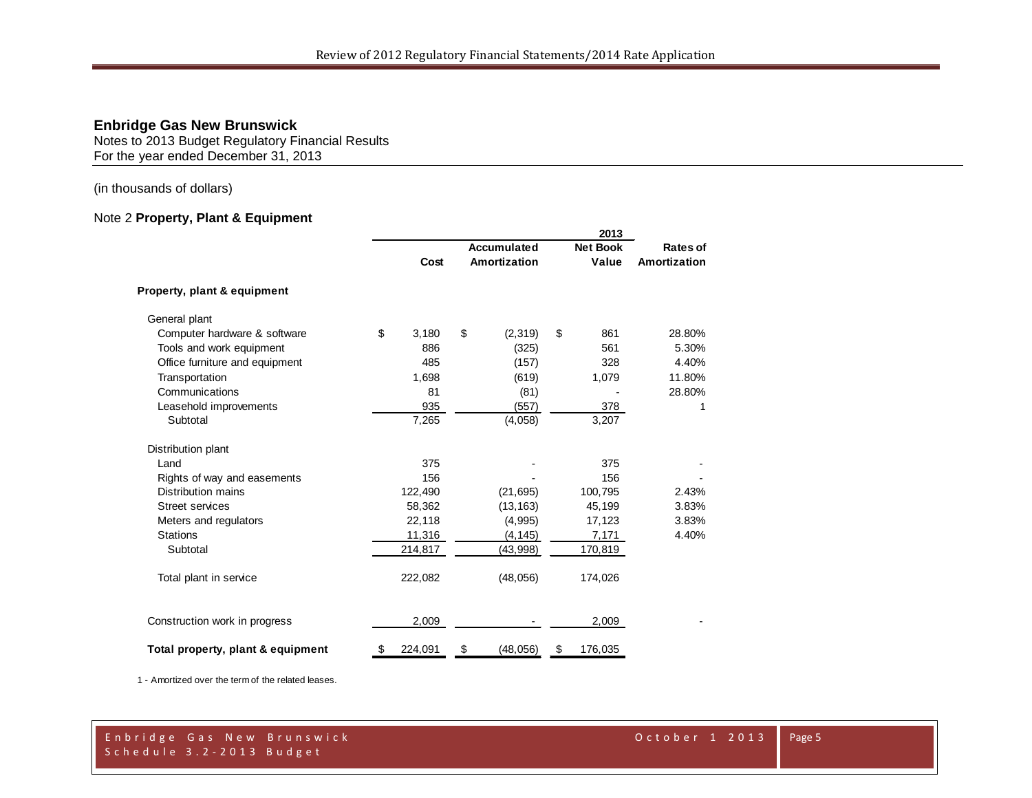## Enbridge Gas New Brunswick

Notes to 2013 Budget Regulatory Financial Results
For the year ended December 31, 2013

(in thousands of dollars)

### Note 2 **Property, Plant & Equipment**

| | 2013 | | | |
|---|---|---|---|---|
| | Cost | Accumulated Amortization | Net Book Value | Rates of Amortization |
| **Property, plant & equipment** | | | | |
| General plant | | | | |
| Computer hardware & software | $ 3,180 | $ (2,319) | $ 861 | 28.80% |
| Tools and work equipment | 886 | (325) | 561 | 5.30% |
| Office furniture and equipment | 485 | (157) | 328 | 4.40% |
| Transportation | 1,698 | (619) | 1,079 | 11.80% |
| Communications | 81 | (81) | - | 28.80% |
| Leasehold improvements | 935 | (557) | 378 | 1 |
| Subtotal | 7,265 | (4,058) | 3,207 | |
| Distribution plant | | | | |
| Land | 375 | - | 375 | - |
| Rights of way and easements | 156 | - | 156 | - |
| Distribution mains | 122,490 | (21,695) | 100,795 | 2.43% |
| Street services | 58,362 | (13,163) | 45,199 | 3.83% |
| Meters and regulators | 22,118 | (4,995) | 17,123 | 3.83% |
| Stations | 11,316 | (4,145) | 7,171 | 4.40% |
| Subtotal | 214,817 | (43,998) | 170,819 | |
| Total plant in service | 222,082 | (48,056) | 174,026 | |
| Construction work in progress | 2,009 | - | 2,009 | - |
| **Total property, plant & equipment** | $ 224,091 | $ (48,056) | $ 176,035 | |

1 - Amortized over the term of the related leases.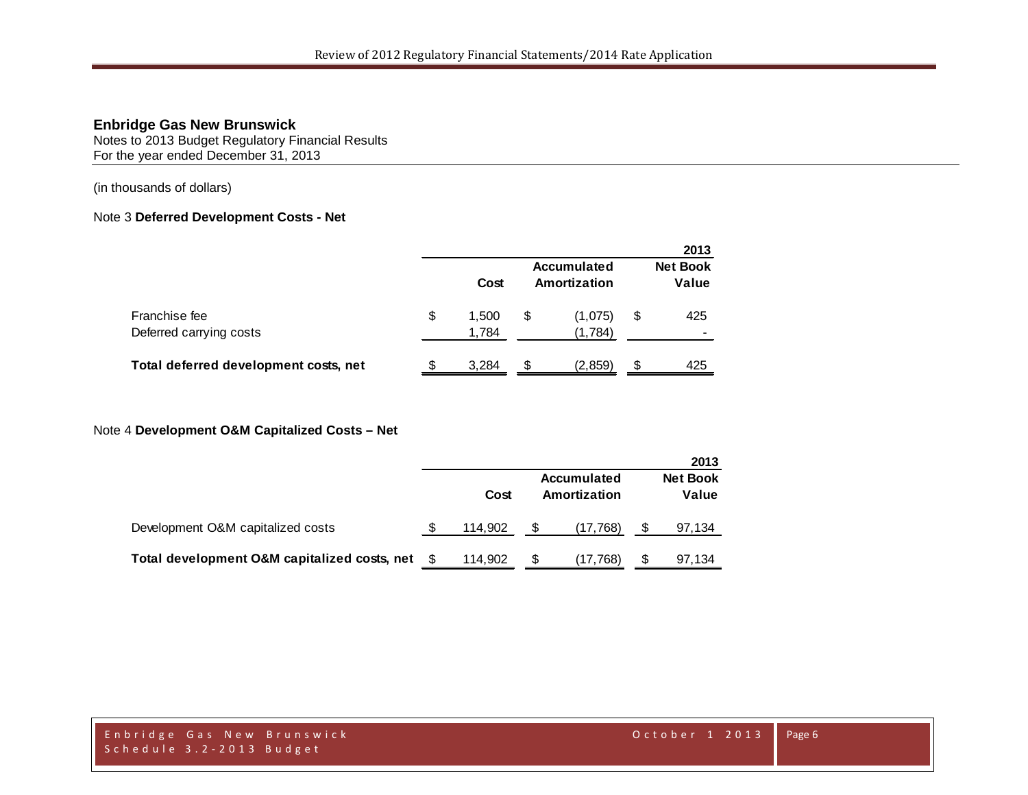**Enbridge Gas New Brunswick**
Notes to 2013 Budget Regulatory Financial Results
For the year ended December 31, 2013

(in thousands of dollars)

Note 3 **Deferred Development Costs - Net**

| | | | 2013 |
|---|---|---|---|
| | Cost | Accumulated Amortization | Net Book Value |
| Franchise fee | $ 1,500 | $ (1,075) | $ 425 |
| Deferred carrying costs | 1,784 | (1,784) | - |
| **Total deferred development costs, net** | $ 3,284 | $ (2,859) | $ 425 |

Note 4 **Development O&M Capitalized Costs – Net**

| | | | 2013 |
|---|---|---|---|
| | Cost | Accumulated Amortization | Net Book Value |
| Development O&M capitalized costs | $ 114,902 | $ (17,768) | $ 97,134 |
| **Total development O&M capitalized costs, net** | $ 114,902 | $ (17,768) | $ 97,134 |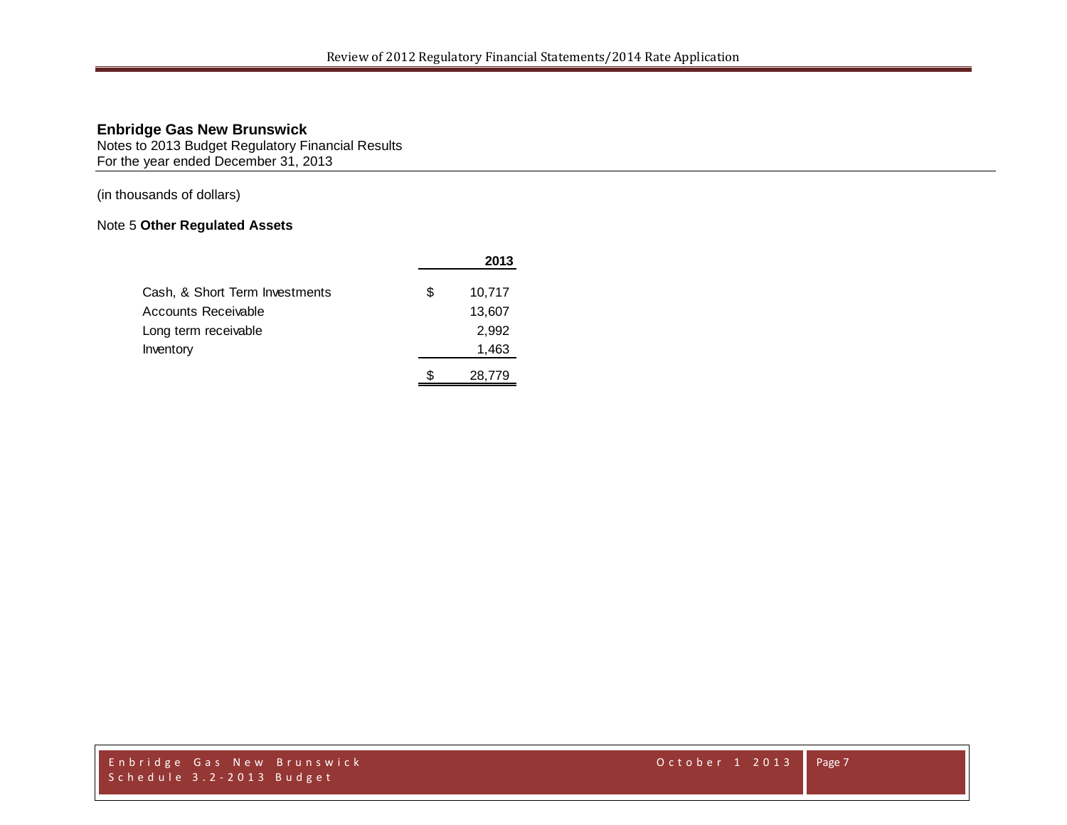**Enbridge Gas New Brunswick**
Notes to 2013 Budget Regulatory Financial Results
For the year ended December 31, 2013

(in thousands of dollars)

Note 5 **Other Regulated Assets**

| | | 2013 |
|---|---|---|
| Cash, & Short Term Investments | $ | 10,717 |
| Accounts Receivable | | 13,607 |
| Long term receivable | | 2,992 |
| Inventory | | 1,463 |
| | $ | 28,779 |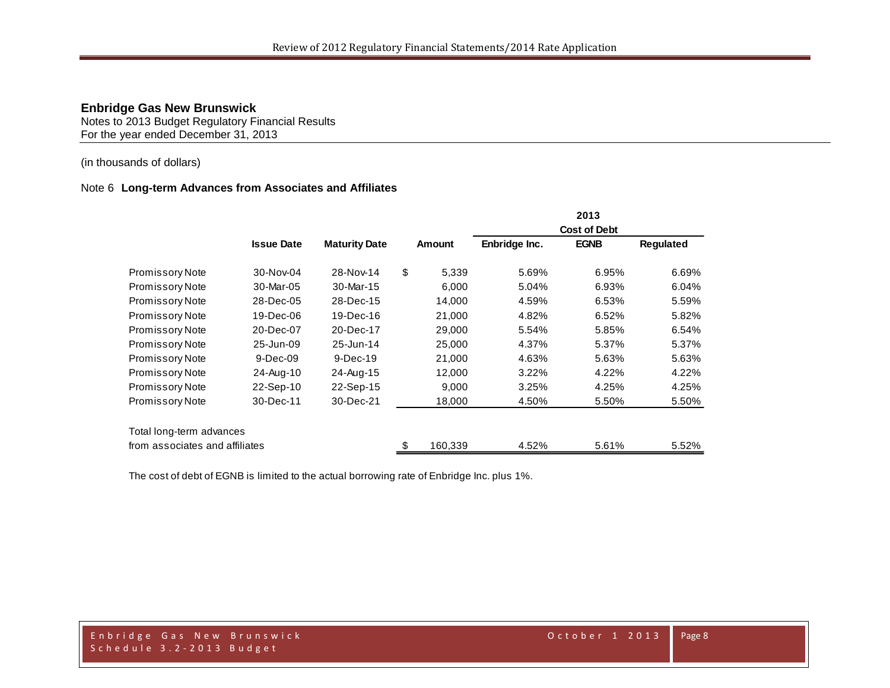**Enbridge Gas New Brunswick**
Notes to 2013 Budget Regulatory Financial Results
For the year ended December 31, 2013

(in thousands of dollars)

## Note 6 Long-term Advances from Associates and Affiliates

| | | | | 2013 Cost of Debt | | |
|---|---|---|---|---|---|---|
| | **Issue Date** | **Maturity Date** | **Amount** | **Enbridge Inc.** | **EGNB** | **Regulated** |
| Promissory Note | 30-Nov-04 | 28-Nov-14 | $ 5,339 | 5.69% | 6.95% | 6.69% |
| Promissory Note | 30-Mar-05 | 30-Mar-15 | 6,000 | 5.04% | 6.93% | 6.04% |
| Promissory Note | 28-Dec-05 | 28-Dec-15 | 14,000 | 4.59% | 6.53% | 5.59% |
| Promissory Note | 19-Dec-06 | 19-Dec-16 | 21,000 | 4.82% | 6.52% | 5.82% |
| Promissory Note | 20-Dec-07 | 20-Dec-17 | 29,000 | 5.54% | 5.85% | 6.54% |
| Promissory Note | 25-Jun-09 | 25-Jun-14 | 25,000 | 4.37% | 5.37% | 5.37% |
| Promissory Note | 9-Dec-09 | 9-Dec-19 | 21,000 | 4.63% | 5.63% | 5.63% |
| Promissory Note | 24-Aug-10 | 24-Aug-15 | 12,000 | 3.22% | 4.22% | 4.22% |
| Promissory Note | 22-Sep-10 | 22-Sep-15 | 9,000 | 3.25% | 4.25% | 4.25% |
| Promissory Note | 30-Dec-11 | 30-Dec-21 | 18,000 | 4.50% | 5.50% | 5.50% |
| Total long-term advances from associates and affiliates | | | $ 160,339 | 4.52% | 5.61% | 5.52% |

The cost of debt of EGNB is limited to the actual borrowing rate of Enbridge Inc. plus 1%.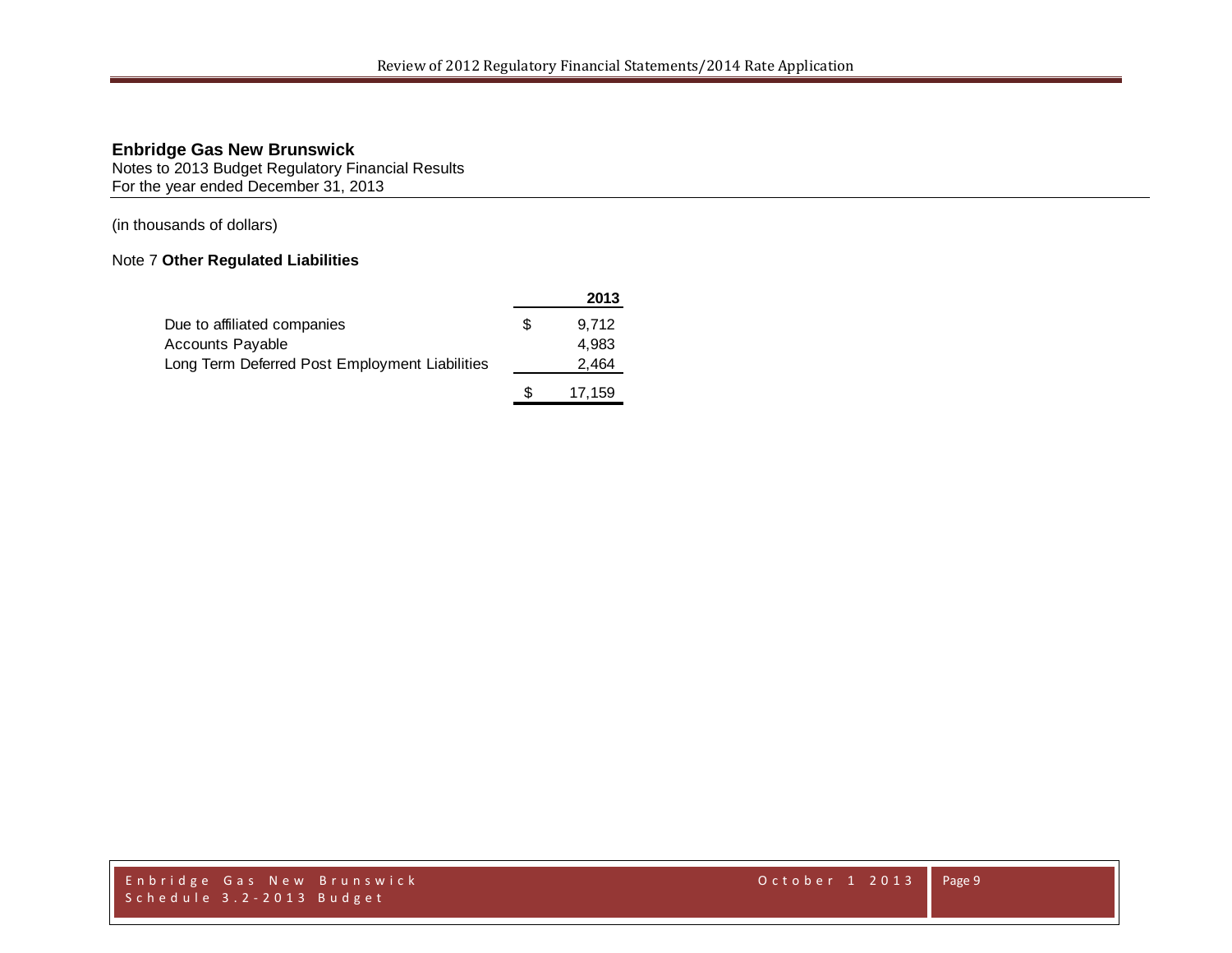**Enbridge Gas New Brunswick**
Notes to 2013 Budget Regulatory Financial Results
For the year ended December 31, 2013

(in thousands of dollars)

Note 7 **Other Regulated Liabilities**

| | | **2013** |
|---|---|---|
| Due to affiliated companies | $ | 9,712 |
| Accounts Payable | | 4,983 |
| Long Term Deferred Post Employment Liabilities | | 2,464 |
| | $ | 17,159 |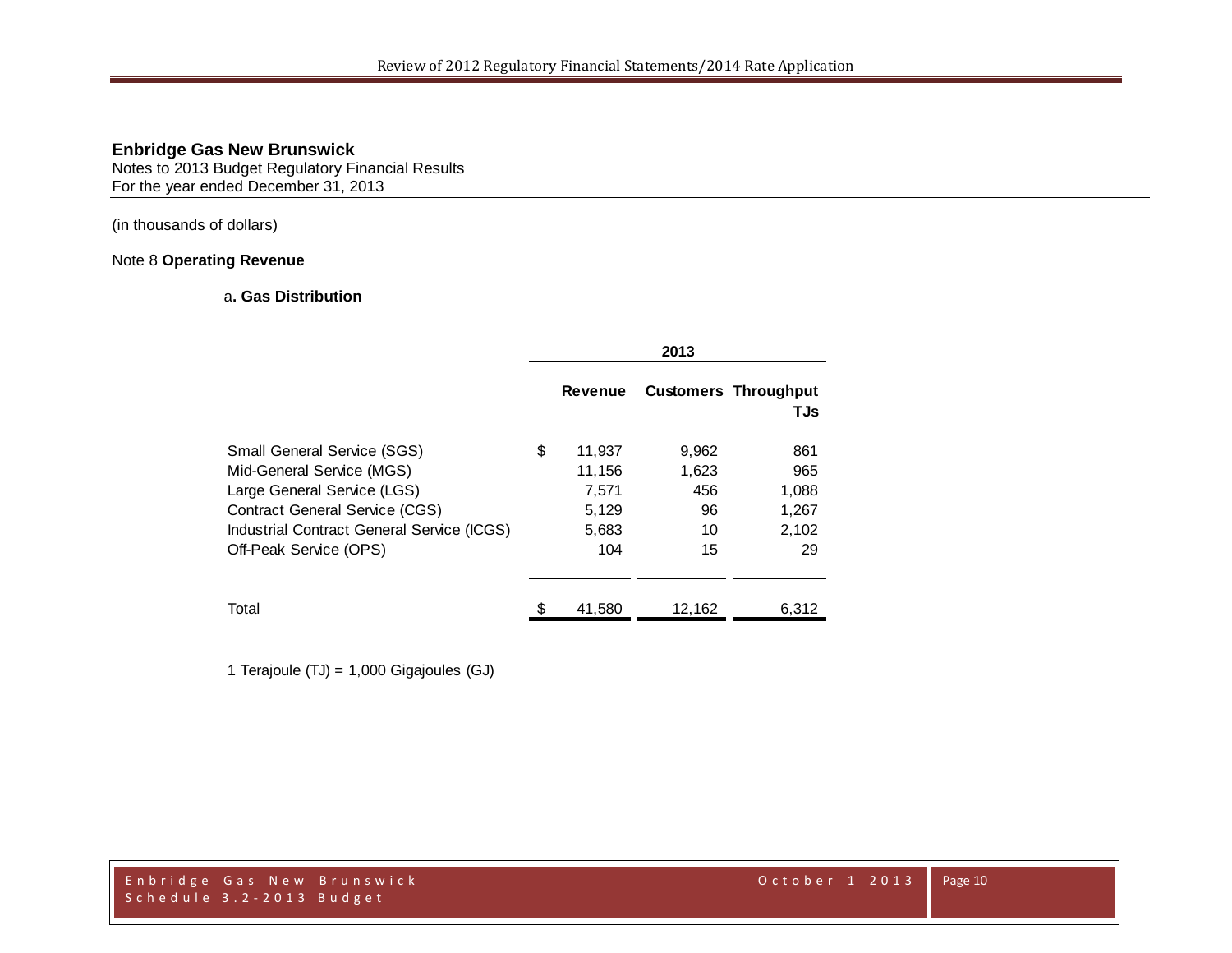**Enbridge Gas New Brunswick**
Notes to 2013 Budget Regulatory Financial Results
For the year ended December 31, 2013

(in thousands of dollars)

Note 8 **Operating Revenue**

a**. Gas Distribution**

| | 2013 | | |
|---|---|---|---|
| | **Revenue** | **Customers** | **Throughput TJs** |
| Small General Service (SGS) | $ 11,937 | 9,962 | 861 |
| Mid-General Service (MGS) | 11,156 | 1,623 | 965 |
| Large General Service (LGS) | 7,571 | 456 | 1,088 |
| Contract General Service (CGS) | 5,129 | 96 | 1,267 |
| Industrial Contract General Service (ICGS) | 5,683 | 10 | 2,102 |
| Off-Peak Service (OPS) | 104 | 15 | 29 |
| Total | $ 41,580 | 12,162 | 6,312 |

1 Terajoule (TJ) = 1,000 Gigajoules (GJ)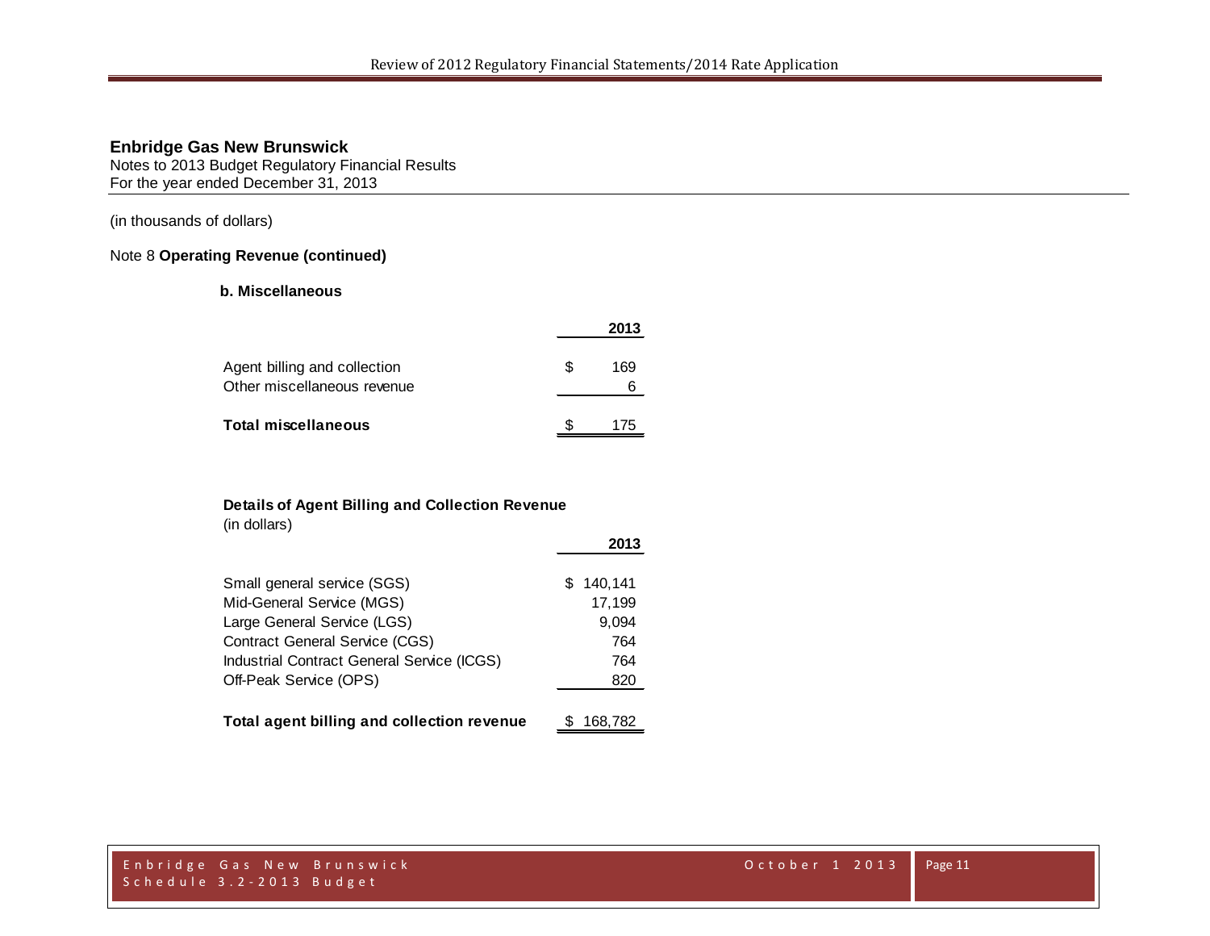**Enbridge Gas New Brunswick**
Notes to 2013 Budget Regulatory Financial Results
For the year ended December 31, 2013

(in thousands of dollars)

Note 8 **Operating Revenue (continued)**

**b. Miscellaneous**

| | 2013 |
|---|---|
| Agent billing and collection | $ 169 |
| Other miscellaneous revenue | 6 |
| **Total miscellaneous** | $ 175 |

**Details of Agent Billing and Collection Revenue**
(in dollars)

| | 2013 |
|---|---|
| Small general service (SGS) | $ 140,141 |
| Mid-General Service (MGS) | 17,199 |
| Large General Service (LGS) | 9,094 |
| Contract General Service (CGS) | 764 |
| Industrial Contract General Service (ICGS) | 764 |
| Off-Peak Service (OPS) | 820 |
| **Total agent billing and collection revenue** | $ 168,782 |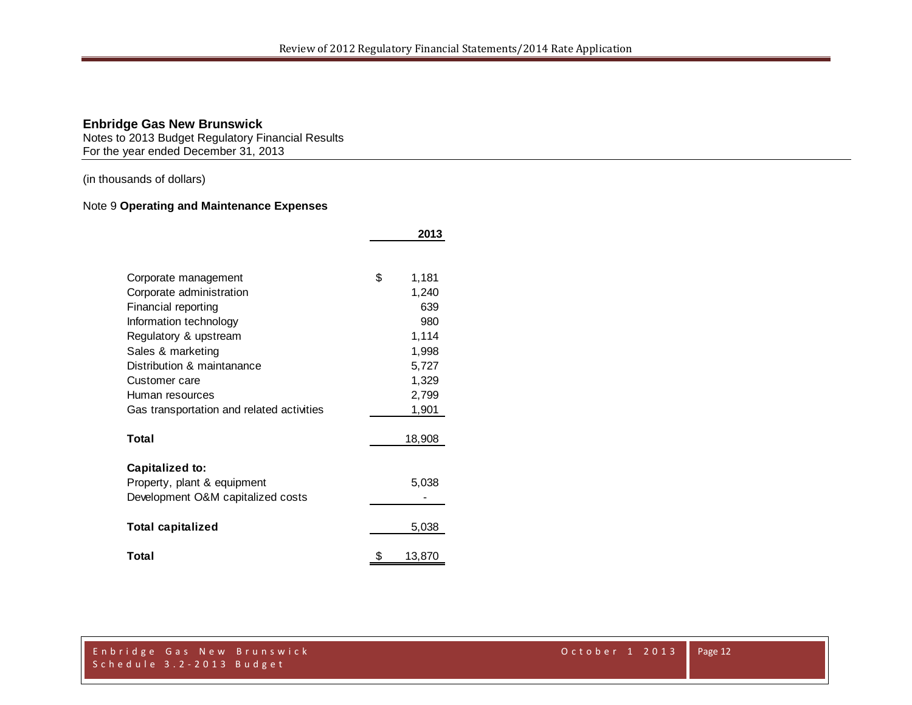**Enbridge Gas New Brunswick**
Notes to 2013 Budget Regulatory Financial Results
For the year ended December 31, 2013

(in thousands of dollars)

Note 9 **Operating and Maintenance Expenses**

| | 2013 |
|---|---|
| Corporate management | $ 1,181 |
| Corporate administration | 1,240 |
| Financial reporting | 639 |
| Information technology | 980 |
| Regulatory & upstream | 1,114 |
| Sales & marketing | 1,998 |
| Distribution & maintanance | 5,727 |
| Customer care | 1,329 |
| Human resources | 2,799 |
| Gas transportation and related activities | 1,901 |
| **Total** | 18,908 |
| **Capitalized to:** | |
| Property, plant & equipment | 5,038 |
| Development O&M capitalized costs | - |
| **Total capitalized** | 5,038 |
| **Total** | $ 13,870 |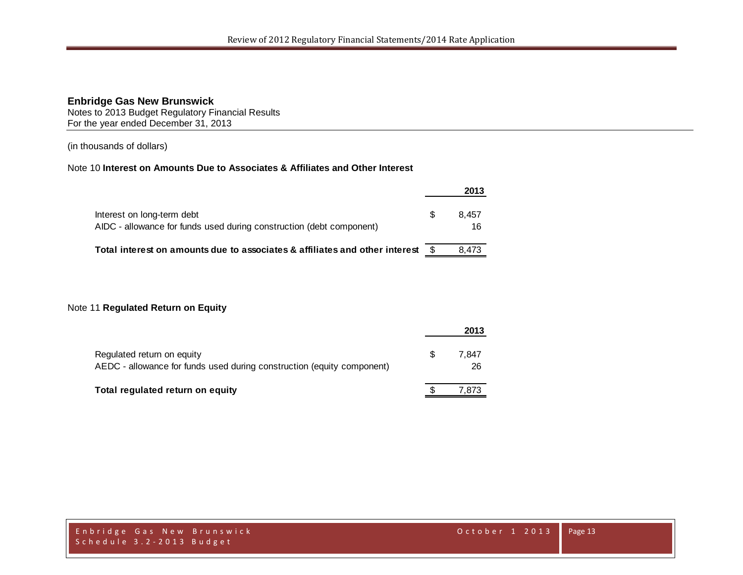**Enbridge Gas New Brunswick**
Notes to 2013 Budget Regulatory Financial Results
For the year ended December 31, 2013

(in thousands of dollars)

Note 10 **Interest on Amounts Due to Associates & Affiliates and Other Interest**

| | | 2013 |
|---|---|---|
| Interest on long-term debt | $ | 8,457 |
| AIDC - allowance for funds used during construction (debt component) | | 16 |
| **Total interest on amounts due to associates & affiliates and other interest** | $ | 8,473 |

Note 11 **Regulated Return on Equity**

| | | 2013 |
|---|---|---|
| Regulated return on equity | $ | 7,847 |
| AEDC - allowance for funds used during construction (equity component) | | 26 |
| **Total regulated return on equity** | $ | 7,873 |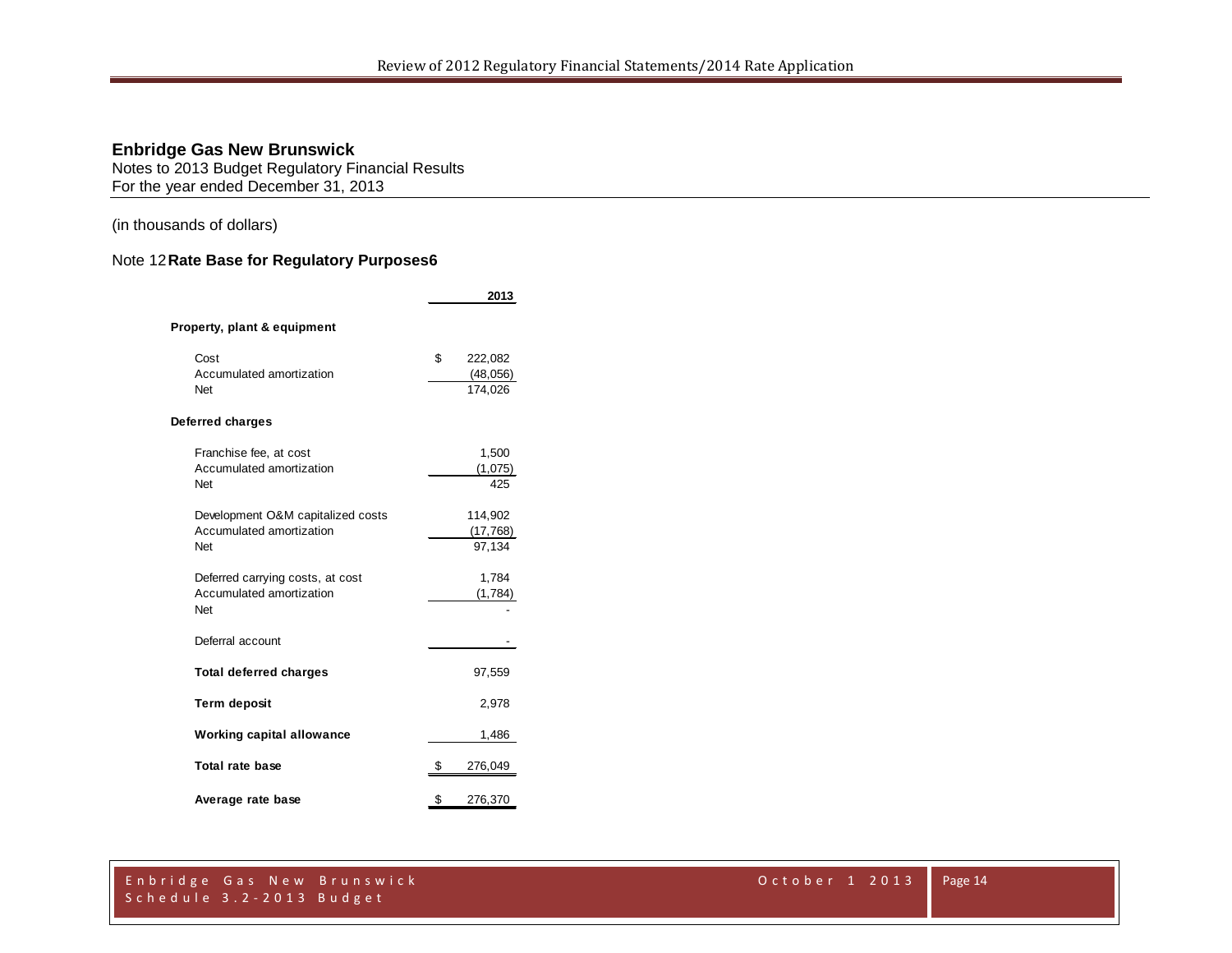**Enbridge Gas New Brunswick**
Notes to 2013 Budget Regulatory Financial Results
For the year ended December 31, 2013

(in thousands of dollars)

Note 12 **Rate Base for Regulatory Purposes6**

| | 2013 |
|---|---|
| **Property, plant & equipment** | |
| Cost | $ 222,082 |
| Accumulated amortization | (48,056) |
| Net | 174,026 |
| **Deferred charges** | |
| Franchise fee, at cost | 1,500 |
| Accumulated amortization | (1,075) |
| Net | 425 |
| Development O&M capitalized costs | 114,902 |
| Accumulated amortization | (17,768) |
| Net | 97,134 |
| Deferred carrying costs, at cost | 1,784 |
| Accumulated amortization | (1,784) |
| Net | - |
| Deferral account | - |
| **Total deferred charges** | 97,559 |
| **Term deposit** | 2,978 |
| **Working capital allowance** | 1,486 |
| **Total rate base** | $ 276,049 |
| **Average rate base** | $ 276,370 |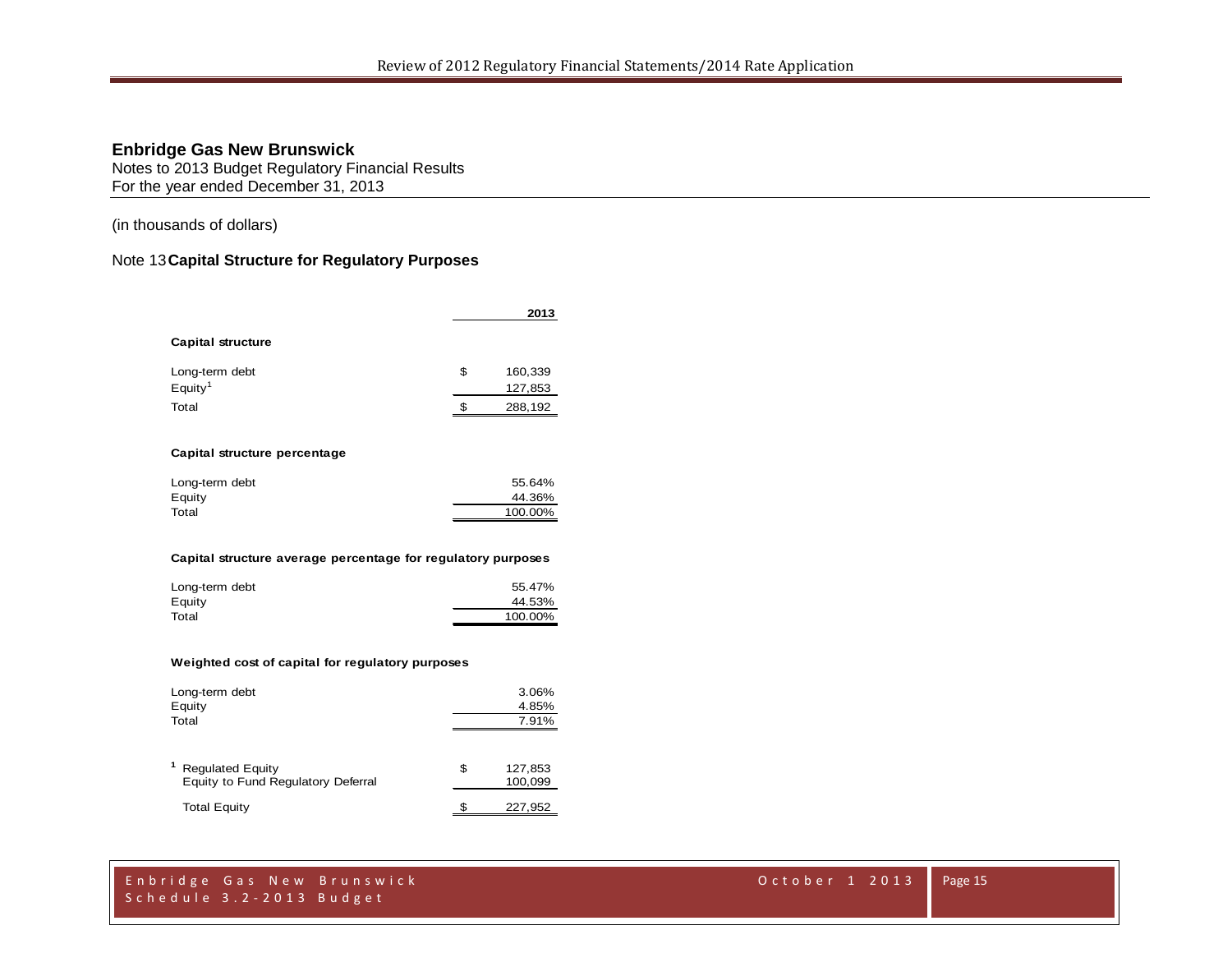**Enbridge Gas New Brunswick**
Notes to 2013 Budget Regulatory Financial Results
For the year ended December 31, 2013

(in thousands of dollars)

## Note 13 Capital Structure for Regulatory Purposes

| | | 2013 |
|---|---|---|
| **Capital structure** | | |
| Long-term debt | $ | 160,339 |
| Equity[1] | | 127,853 |
| Total | $ | 288,192 |
| | | |
| **Capital structure percentage** | | |
| Long-term debt | | 55.64% |
| Equity | | 44.36% |
| Total | | 100.00% |
| | | |
| **Capital structure average percentage for regulatory purposes** | | |
| Long-term debt | | 55.47% |
| Equity | | 44.53% |
| Total | | 100.00% |
| | | |
| **Weighted cost of capital for regulatory purposes** | | |
| Long-term debt | | 3.06% |
| Equity | | 4.85% |
| Total | | 7.91% |

| | | |
|---|---|---|
| [1] Regulated Equity | $ | 127,853 |
| Equity to Fund Regulatory Deferral | | 100,099 |
| Total Equity | $ | 227,952 |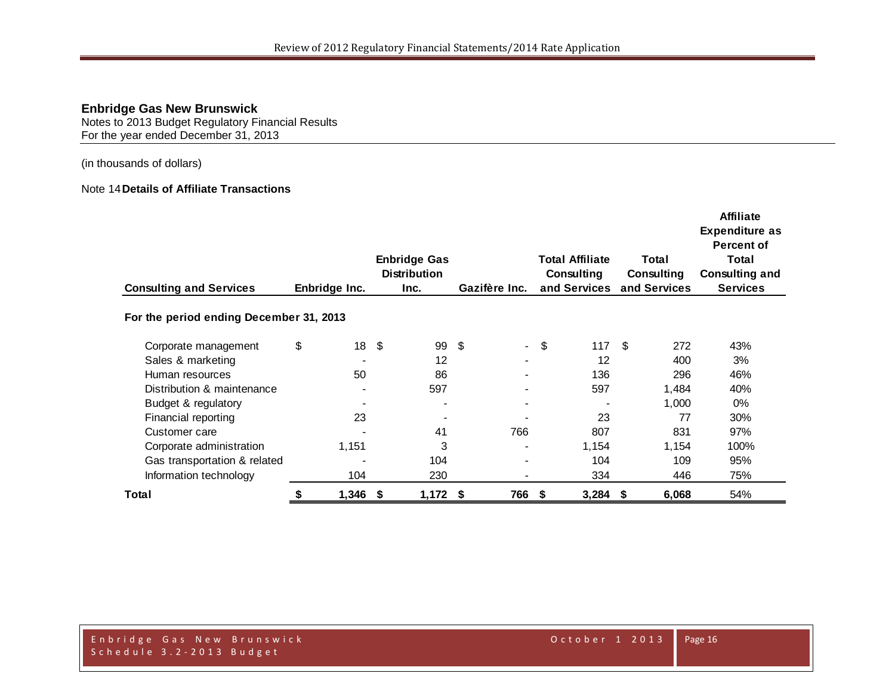**Enbridge Gas New Brunswick**
Notes to 2013 Budget Regulatory Financial Results
For the year ended December 31, 2013

(in thousands of dollars)

Note 14 **Details of Affiliate Transactions**

| Consulting and Services | Enbridge Inc. | Enbridge Gas Distribution Inc. | Gazifère Inc. | Total Affiliate Consulting and Services | Total Consulting and Services | Affiliate Expenditure as Percent of Total Consulting and Services |
|---|---|---|---|---|---|---|
| **For the period ending December 31, 2013** | | | | | | |
| Corporate management | $ 18 | $ 99 | $ - | $ 117 | $ 272 | 43% |
| Sales & marketing | - | 12 | - | 12 | 400 | 3% |
| Human resources | 50 | 86 | - | 136 | 296 | 46% |
| Distribution & maintenance | - | 597 | - | 597 | 1,484 | 40% |
| Budget & regulatory | - | - | - | - | 1,000 | 0% |
| Financial reporting | 23 | - | - | 23 | 77 | 30% |
| Customer care | - | 41 | 766 | 807 | 831 | 97% |
| Corporate administration | 1,151 | 3 | - | 1,154 | 1,154 | 100% |
| Gas transportation & related | - | 104 | - | 104 | 109 | 95% |
| Information technology | 104 | 230 | - | 334 | 446 | 75% |
| **Total** | **$ 1,346** | **$ 1,172** | **$ 766** | **$ 3,284** | **$ 6,068** | 54% |